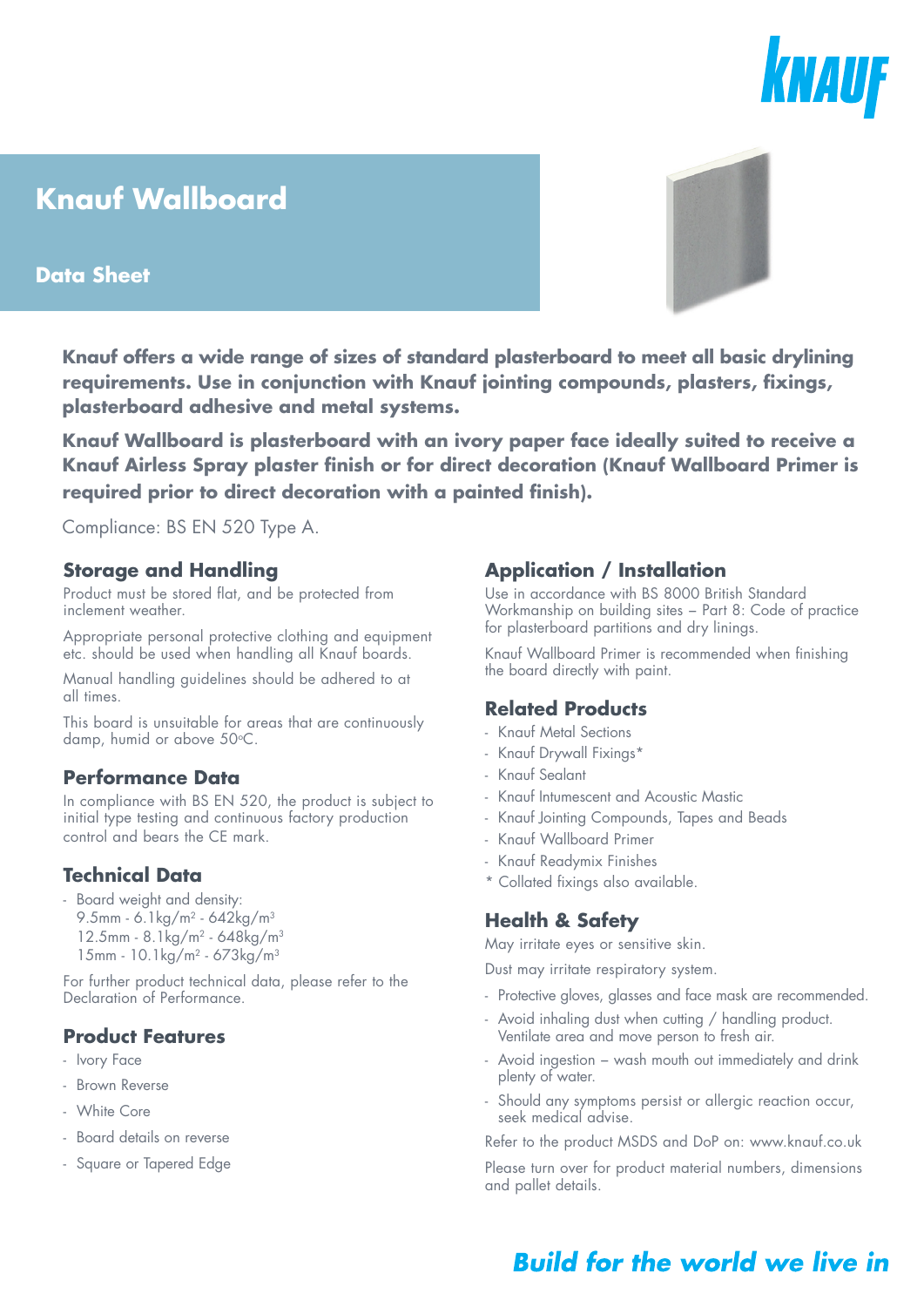# Knauf Wallboard

## Data Sheet

**Knauf offers a wide range of sizes of standard plasterboard to meet all basic drylining requirements. Use in conjunction with Knauf jointing compounds, plasters, fixings, plasterboard adhesive and metal systems.**

**Knauf Wallboard is plasterboard with an ivory paper face ideally suited to receive a Knauf Airless Spray plaster finish or for direct decoration (Knauf Wallboard Primer is required prior to direct decoration with a painted finish).**

Compliance: BS EN 520 Type A.

### Storage and Handling

Product must be stored flat, and be protected from inclement weather.

Appropriate personal protective clothing and equipment etc. should be used when handling all Knauf boards.

Manual handling guidelines should be adhered to at all times.

This board is unsuitable for areas that are continuously damp, humid or above 50°C.

### Performance Data

In compliance with BS EN 520, the product is subject to initial type testing and continuous factory production control and bears the CE mark.

### Technical Data

- Board weight and density:
  9.5mm - 6.1kg/m² - 642kg/m³
  12.5mm - 8.1kg/m² - 648kg/m³
  15mm - 10.1kg/m² - 673kg/m³

For further product technical data, please refer to the Declaration of Performance.

### Product Features

- Ivory Face
- Brown Reverse
- White Core
- Board details on reverse
- Square or Tapered Edge

### Application / Installation

Use in accordance with BS 8000 British Standard Workmanship on building sites – Part 8: Code of practice for plasterboard partitions and dry linings.

Knauf Wallboard Primer is recommended when finishing the board directly with paint.

### Related Products

- Knauf Metal Sections
- Knauf Drywall Fixings*
- Knauf Sealant
- Knauf Intumescent and Acoustic Mastic
- Knauf Jointing Compounds, Tapes and Beads
- Knauf Wallboard Primer
- Knauf Readymix Finishes

\* Collated fixings also available.

### Health & Safety

May irritate eyes or sensitive skin.

Dust may irritate respiratory system.

- Protective gloves, glasses and face mask are recommended.
- Avoid inhaling dust when cutting / handling product. Ventilate area and move person to fresh air.
- Avoid ingestion – wash mouth out immediately and drink plenty of water.
- Should any symptoms persist or allergic reaction occur, seek medical advise.

Refer to the product MSDS and DoP on: www.knauf.co.uk

Please turn over for product material numbers, dimensions and pallet details.

*Build for the world we live in*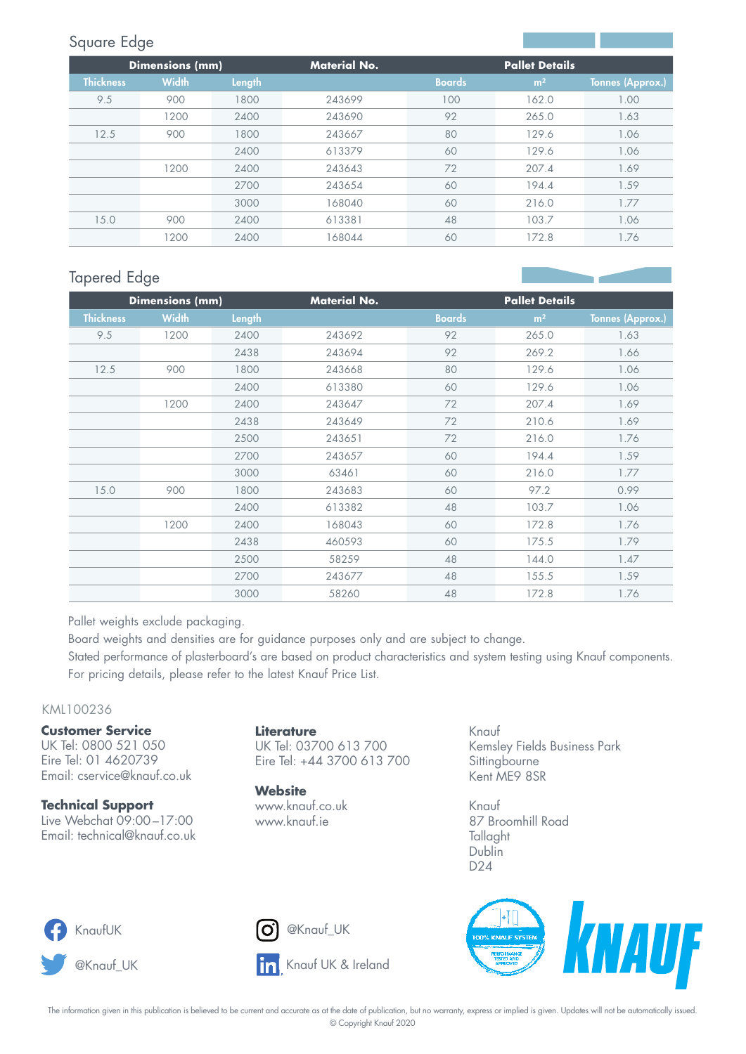## Square Edge

| Dimensions (mm) | | | Material No. | Pallet Details | | |
|---|---|---|---|---|---|---|
| Thickness | Width | Length | | Boards | m² | Tonnes (Approx.) |
| 9.5 | 900 | 1800 | 243699 | 100 | 162.0 | 1.00 |
| | 1200 | 2400 | 243690 | 92 | 265.0 | 1.63 |
| 12.5 | 900 | 1800 | 243667 | 80 | 129.6 | 1.06 |
| | | 2400 | 613379 | 60 | 129.6 | 1.06 |
| | 1200 | 2400 | 243643 | 72 | 207.4 | 1.69 |
| | | 2700 | 243654 | 60 | 194.4 | 1.59 |
| | | 3000 | 168040 | 60 | 216.0 | 1.77 |
| 15.0 | 900 | 2400 | 613381 | 48 | 103.7 | 1.06 |
| | 1200 | 2400 | 168044 | 60 | 172.8 | 1.76 |

## Tapered Edge

| Dimensions (mm) | | | Material No. | Pallet Details | | |
|---|---|---|---|---|---|---|
| Thickness | Width | Length | | Boards | m² | Tonnes (Approx.) |
| 9.5 | 1200 | 2400 | 243692 | 92 | 265.0 | 1.63 |
| | | 2438 | 243694 | 92 | 269.2 | 1.66 |
| 12.5 | 900 | 1800 | 243668 | 80 | 129.6 | 1.06 |
| | | 2400 | 613380 | 60 | 129.6 | 1.06 |
| | 1200 | 2400 | 243647 | 72 | 207.4 | 1.69 |
| | | 2438 | 243649 | 72 | 210.6 | 1.69 |
| | | 2500 | 243651 | 72 | 216.0 | 1.76 |
| | | 2700 | 243657 | 60 | 194.4 | 1.59 |
| | | 3000 | 63461 | 60 | 216.0 | 1.77 |
| 15.0 | 900 | 1800 | 243683 | 60 | 97.2 | 0.99 |
| | | 2400 | 613382 | 48 | 103.7 | 1.06 |
| | 1200 | 2400 | 168043 | 60 | 172.8 | 1.76 |
| | | 2438 | 460593 | 60 | 175.5 | 1.79 |
| | | 2500 | 58259 | 48 | 144.0 | 1.47 |
| | | 2700 | 243677 | 48 | 155.5 | 1.59 |
| | | 3000 | 58260 | 48 | 172.8 | 1.76 |

Pallet weights exclude packaging.
Board weights and densities are for guidance purposes only and are subject to change.
Stated performance of plasterboard's are based on product characteristics and system testing using Knauf components.
For pricing details, please refer to the latest Knauf Price List.

KML100236

**Customer Service**
UK Tel: 0800 521 050
Eire Tel: 01 4620739
Email: cservice@knauf.co.uk

**Technical Support**
Live Webchat 09:00–17:00
Email: technical@knauf.co.uk

**Literature**
UK Tel: 03700 613 700
Eire Tel: +44 3700 613 700

**Website**
www.knauf.co.uk
www.knauf.ie

Knauf
Kemsley Fields Business Park
Sittingbourne
Kent ME9 8SR

Knauf
87 Broomhill Road
Tallaght
Dublin
D24

KnaufUK

@Knauf_UK

@Knauf_UK

Knauf UK & Ireland

100% KNAUF SYSTEM
PERFORMANCE TESTED AND APPROVED

KNAUF

The information given in this publication is believed to be current and accurate as at the date of publication, but no warranty, express or implied is given. Updates will not be automatically issued.
© Copyright Knauf 2020